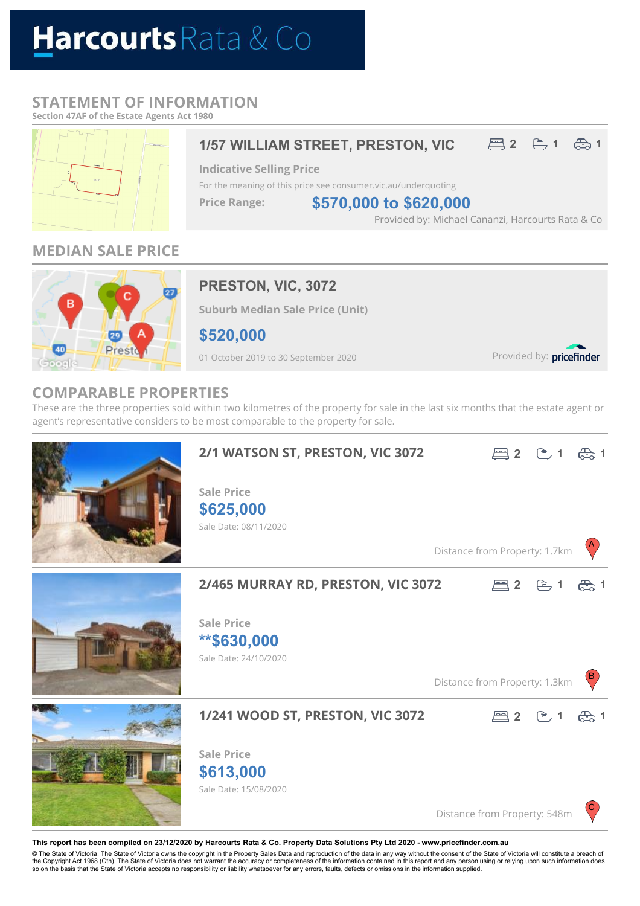# Harcourts Rata & Co

## STATEMENT OF INFORMATION

**Section 47AF of the Estate Agents Act 1980**

### 1/57 WILLIAM STREET, PRESTON, VIC

2 bedrooms, 1 bathroom, 1 car space

**Indicative Selling Price**

For the meaning of this price see consumer.vic.au/underquoting

**Price Range:** **$570,000 to $620,000**

Provided by: Michael Cananzi, Harcourts Rata & Co

## MEDIAN SALE PRICE

### PRESTON, VIC, 3072

**Suburb Median Sale Price (Unit)**

**$520,000**

01 October 2019 to 30 September 2020

Provided by: pricefinder

## COMPARABLE PROPERTIES

These are the three properties sold within two kilometres of the property for sale in the last six months that the estate agent or agent's representative considers to be most comparable to the property for sale.

### 2/1 WATSON ST, PRESTON, VIC 3072

2 bedrooms, 1 bathroom, 1 car space

**Sale Price**

**$625,000**

Sale Date: 08/11/2020

Distance from Property: 1.7km (A)

### 2/465 MURRAY RD, PRESTON, VIC 3072

2 bedrooms, 1 bathroom, 1 car space

**Sale Price**

**\*\*$630,000**

Sale Date: 24/10/2020

Distance from Property: 1.3km (B)

### 1/241 WOOD ST, PRESTON, VIC 3072

2 bedrooms, 1 bathroom, 1 car space

**Sale Price**

**$613,000**

Sale Date: 15/08/2020

Distance from Property: 548m (C)

**This report has been compiled on 23/12/2020 by Harcourts Rata & Co. Property Data Solutions Pty Ltd 2020 - www.pricefinder.com.au**

© The State of Victoria. The State of Victoria owns the copyright in the Property Sales Data and reproduction of the data in any way without the consent of the State of Victoria will constitute a breach of the Copyright Act 1968 (Cth). The State of Victoria does not warrant the accuracy or completeness of the information contained in this report and any person using or relying upon such information does so on the basis that the State of Victoria accepts no responsibility or liability whatsoever for any errors, faults, defects or omissions in the information supplied.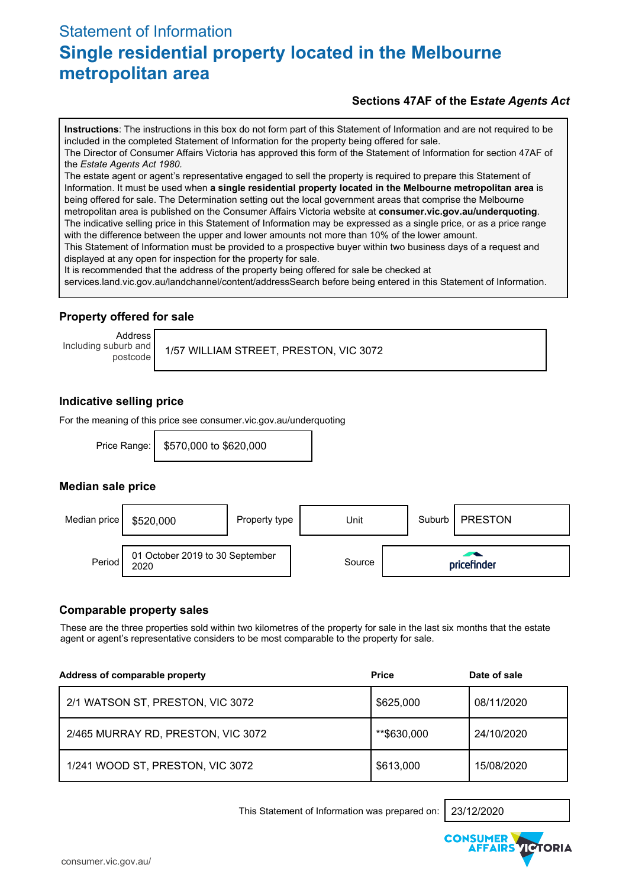Statement of Information

# Single residential property located in the Melbourne metropolitan area

**Sections 47AF of the Estate Agents Act**

**Instructions**: The instructions in this box do not form part of this Statement of Information and are not required to be included in the completed Statement of Information for the property being offered for sale.
The Director of Consumer Affairs Victoria has approved this form of the Statement of Information for section 47AF of the *Estate Agents Act 1980.*
The estate agent or agent's representative engaged to sell the property is required to prepare this Statement of Information. It must be used when **a single residential property located in the Melbourne metropolitan area** is being offered for sale. The Determination setting out the local government areas that comprise the Melbourne metropolitan area is published on the Consumer Affairs Victoria website at **consumer.vic.gov.au/underquoting**.
The indicative selling price in this Statement of Information may be expressed as a single price, or as a price range with the difference between the upper and lower amounts not more than 10% of the lower amount.
This Statement of Information must be provided to a prospective buyer within two business days of a request and displayed at any open for inspection for the property for sale.
It is recommended that the address of the property being offered for sale be checked at services.land.vic.gov.au/landchannel/content/addressSearch before being entered in this Statement of Information.

## Property offered for sale

| | |
|---|---|
| Address Including suburb and postcode | 1/57 WILLIAM STREET, PRESTON, VIC 3072 |

## Indicative selling price

For the meaning of this price see consumer.vic.gov.au/underquoting

| | |
|---|---|
| Price Range: | $570,000 to $620,000 |

## Median sale price

| | | | | | |
|---|---|---|---|---|---|
| Median price | $520,000 | Property type | Unit | Suburb | PRESTON |
| Period | 01 October 2019 to 30 September 2020 | Source | pricefinder | | |

## Comparable property sales

These are the three properties sold within two kilometres of the property for sale in the last six months that the estate agent or agent's representative considers to be most comparable to the property for sale.

| Address of comparable property | Price | Date of sale |
|---|---|---|
| 2/1 WATSON ST, PRESTON, VIC 3072 | $625,000 | 08/11/2020 |
| 2/465 MURRAY RD, PRESTON, VIC 3072 | **$630,000 | 24/10/2020 |
| 1/241 WOOD ST, PRESTON, VIC 3072 | $613,000 | 15/08/2020 |

This Statement of Information was prepared on: 23/12/2020

consumer.vic.gov.au/